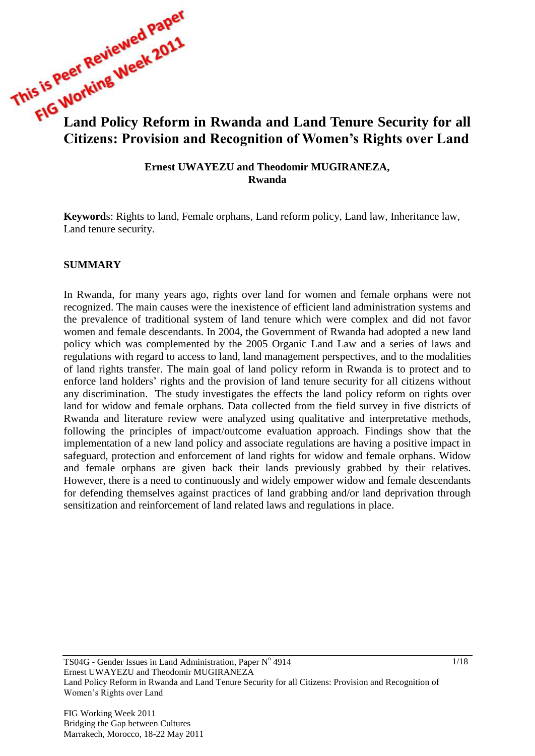This is Peer Reviewed Paper
FIG Working Week 2011

# Land Policy Reform in Rwanda and Land Tenure Security for all Citizens: Provision and Recognition of Women's Rights over Land

**Ernest UWAYEZU and Theodomir MUGIRANEZA, Rwanda**

**Keywords**: Rights to land, Female orphans, Land reform policy, Land law, Inheritance law, Land tenure security.

## SUMMARY

In Rwanda, for many years ago, rights over land for women and female orphans were not recognized. The main causes were the inexistence of efficient land administration systems and the prevalence of traditional system of land tenure which were complex and did not favor women and female descendants. In 2004, the Government of Rwanda had adopted a new land policy which was complemented by the 2005 Organic Land Law and a series of laws and regulations with regard to access to land, land management perspectives, and to the modalities of land rights transfer. The main goal of land policy reform in Rwanda is to protect and to enforce land holders' rights and the provision of land tenure security for all citizens without any discrimination. The study investigates the effects the land policy reform on rights over land for widow and female orphans. Data collected from the field survey in five districts of Rwanda and literature review were analyzed using qualitative and interpretative methods, following the principles of impact/outcome evaluation approach. Findings show that the implementation of a new land policy and associate regulations are having a positive impact in safeguard, protection and enforcement of land rights for widow and female orphans. Widow and female orphans are given back their lands previously grabbed by their relatives. However, there is a need to continuously and widely empower widow and female descendants for defending themselves against practices of land grabbing and/or land deprivation through sensitization and reinforcement of land related laws and regulations in place.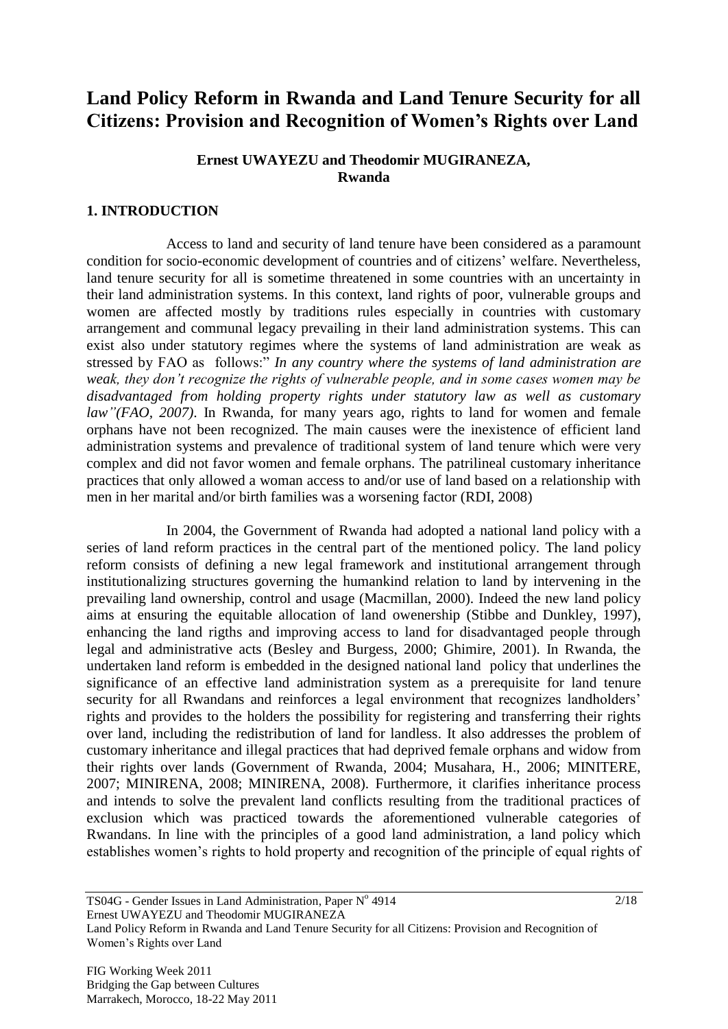# Land Policy Reform in Rwanda and Land Tenure Security for all Citizens: Provision and Recognition of Women's Rights over Land

**Ernest UWAYEZU and Theodomir MUGIRANEZA, Rwanda**

## 1. INTRODUCTION

Access to land and security of land tenure have been considered as a paramount condition for socio-economic development of countries and of citizens' welfare. Nevertheless, land tenure security for all is sometime threatened in some countries with an uncertainty in their land administration systems. In this context, land rights of poor, vulnerable groups and women are affected mostly by traditions rules especially in countries with customary arrangement and communal legacy prevailing in their land administration systems. This can exist also under statutory regimes where the systems of land administration are weak as stressed by FAO as follows:" *In any country where the systems of land administration are weak, they don't recognize the rights of vulnerable people, and in some cases women may be disadvantaged from holding property rights under statutory law as well as customary law"(FAO, 2007)*. In Rwanda, for many years ago, rights to land for women and female orphans have not been recognized. The main causes were the inexistence of efficient land administration systems and prevalence of traditional system of land tenure which were very complex and did not favor women and female orphans. The patrilineal customary inheritance practices that only allowed a woman access to and/or use of land based on a relationship with men in her marital and/or birth families was a worsening factor (RDI, 2008)

In 2004, the Government of Rwanda had adopted a national land policy with a series of land reform practices in the central part of the mentioned policy. The land policy reform consists of defining a new legal framework and institutional arrangement through institutionalizing structures governing the humankind relation to land by intervening in the prevailing land ownership, control and usage (Macmillan, 2000). Indeed the new land policy aims at ensuring the equitable allocation of land owenership (Stibbe and Dunkley, 1997), enhancing the land rigths and improving access to land for disadvantaged people through legal and administrative acts (Besley and Burgess, 2000; Ghimire, 2001). In Rwanda, the undertaken land reform is embedded in the designed national land policy that underlines the significance of an effective land administration system as a prerequisite for land tenure security for all Rwandans and reinforces a legal environment that recognizes landholders' rights and provides to the holders the possibility for registering and transferring their rights over land, including the redistribution of land for landless. It also addresses the problem of customary inheritance and illegal practices that had deprived female orphans and widow from their rights over lands (Government of Rwanda, 2004; Musahara, H., 2006; MINITERE, 2007; MINIRENA, 2008; MINIRENA, 2008). Furthermore, it clarifies inheritance process and intends to solve the prevalent land conflicts resulting from the traditional practices of exclusion which was practiced towards the aforementioned vulnerable categories of Rwandans. In line with the principles of a good land administration, a land policy which establishes women's rights to hold property and recognition of the principle of equal rights of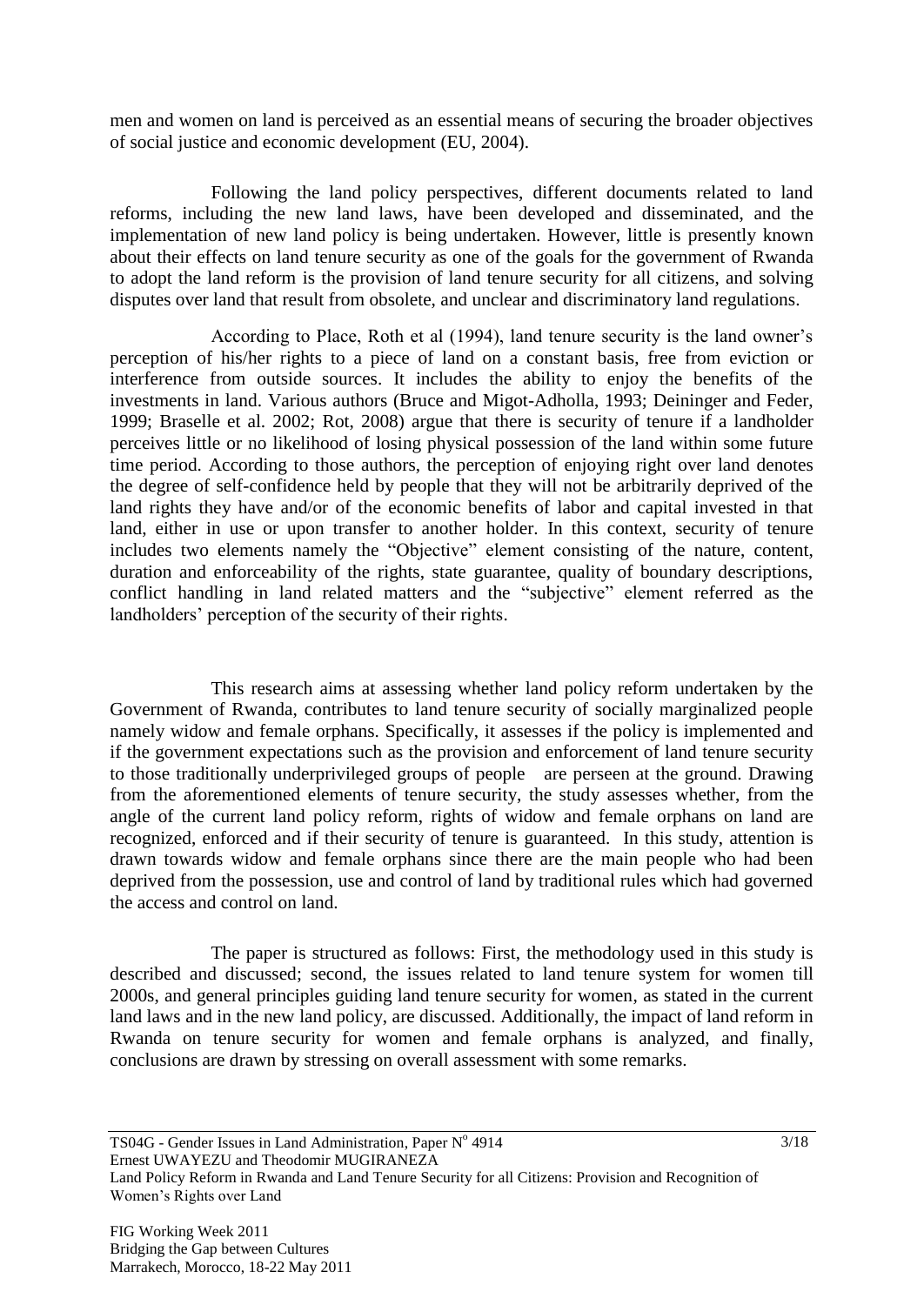men and women on land is perceived as an essential means of securing the broader objectives of social justice and economic development (EU, 2004).

Following the land policy perspectives, different documents related to land reforms, including the new land laws, have been developed and disseminated, and the implementation of new land policy is being undertaken. However, little is presently known about their effects on land tenure security as one of the goals for the government of Rwanda to adopt the land reform is the provision of land tenure security for all citizens, and solving disputes over land that result from obsolete, and unclear and discriminatory land regulations.

According to Place, Roth et al (1994), land tenure security is the land owner's perception of his/her rights to a piece of land on a constant basis, free from eviction or interference from outside sources. It includes the ability to enjoy the benefits of the investments in land. Various authors (Bruce and Migot-Adholla, 1993; Deininger and Feder, 1999; Braselle et al. 2002; Rot, 2008) argue that there is security of tenure if a landholder perceives little or no likelihood of losing physical possession of the land within some future time period. According to those authors, the perception of enjoying right over land denotes the degree of self-confidence held by people that they will not be arbitrarily deprived of the land rights they have and/or of the economic benefits of labor and capital invested in that land, either in use or upon transfer to another holder. In this context, security of tenure includes two elements namely the "Objective" element consisting of the nature, content, duration and enforceability of the rights, state guarantee, quality of boundary descriptions, conflict handling in land related matters and the "subjective" element referred as the landholders' perception of the security of their rights.

This research aims at assessing whether land policy reform undertaken by the Government of Rwanda, contributes to land tenure security of socially marginalized people namely widow and female orphans. Specifically, it assesses if the policy is implemented and if the government expectations such as the provision and enforcement of land tenure security to those traditionally underprivileged groups of people are perseen at the ground. Drawing from the aforementioned elements of tenure security, the study assesses whether, from the angle of the current land policy reform, rights of widow and female orphans on land are recognized, enforced and if their security of tenure is guaranteed. In this study, attention is drawn towards widow and female orphans since there are the main people who had been deprived from the possession, use and control of land by traditional rules which had governed the access and control on land.

The paper is structured as follows: First, the methodology used in this study is described and discussed; second, the issues related to land tenure system for women till 2000s, and general principles guiding land tenure security for women, as stated in the current land laws and in the new land policy, are discussed. Additionally, the impact of land reform in Rwanda on tenure security for women and female orphans is analyzed, and finally, conclusions are drawn by stressing on overall assessment with some remarks.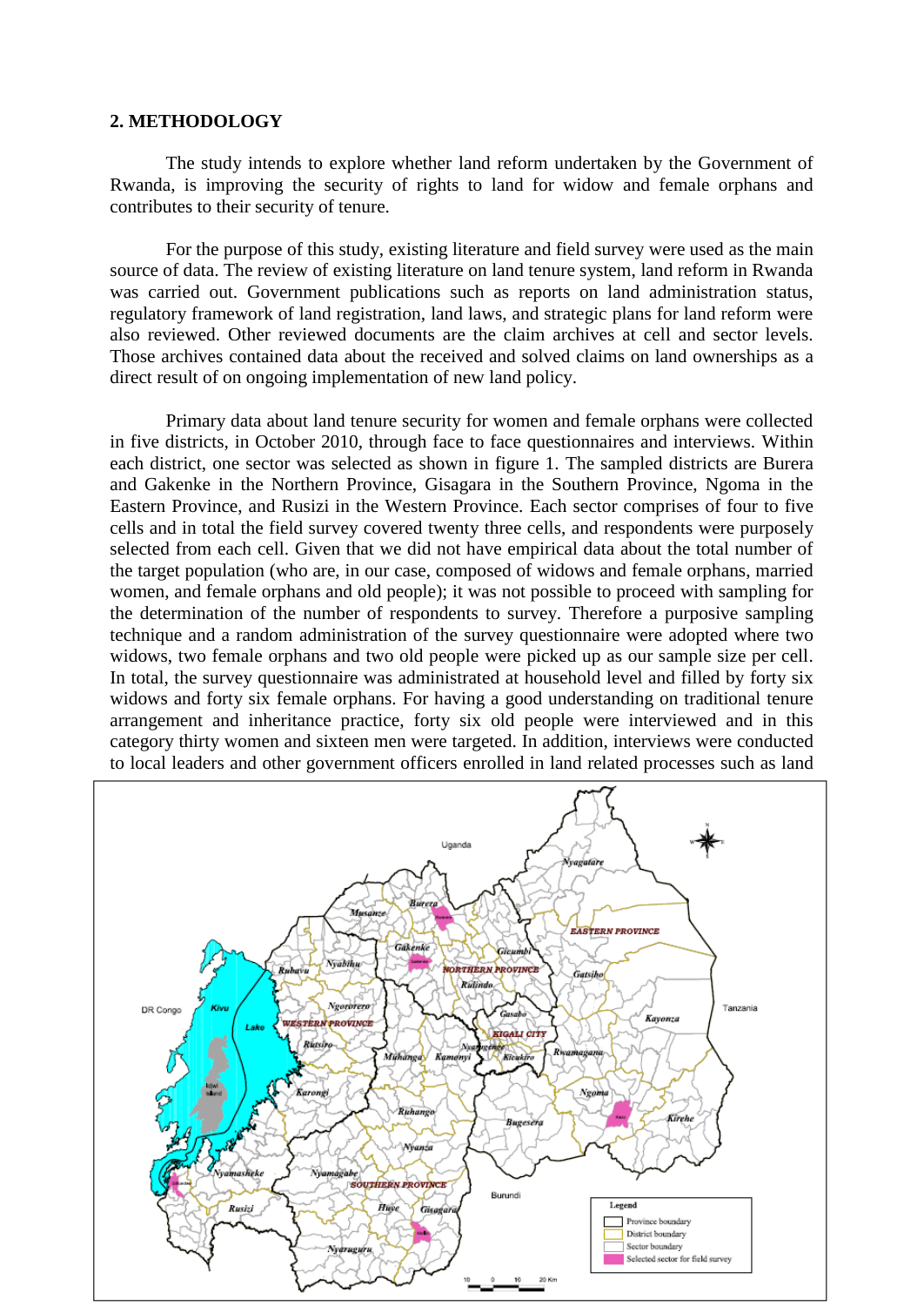## 2. METHODOLOGY

The study intends to explore whether land reform undertaken by the Government of Rwanda, is improving the security of rights to land for widow and female orphans and contributes to their security of tenure.

For the purpose of this study, existing literature and field survey were used as the main source of data. The review of existing literature on land tenure system, land reform in Rwanda was carried out. Government publications such as reports on land administration status, regulatory framework of land registration, land laws, and strategic plans for land reform were also reviewed. Other reviewed documents are the claim archives at cell and sector levels. Those archives contained data about the received and solved claims on land ownerships as a direct result of on ongoing implementation of new land policy.

Primary data about land tenure security for women and female orphans were collected in five districts, in October 2010, through face to face questionnaires and interviews. Within each district, one sector was selected as shown in figure 1. The sampled districts are Burera and Gakenke in the Northern Province, Gisagara in the Southern Province, Ngoma in the Eastern Province, and Rusizi in the Western Province. Each sector comprises of four to five cells and in total the field survey covered twenty three cells, and respondents were purposely selected from each cell. Given that we did not have empirical data about the total number of the target population (who are, in our case, composed of widows and female orphans, married women, and female orphans and old people); it was not possible to proceed with sampling for the determination of the number of respondents to survey. Therefore a purposive sampling technique and a random administration of the survey questionnaire were adopted where two widows, two female orphans and two old people were picked up as our sample size per cell. In total, the survey questionnaire was administrated at household level and filled by forty six widows and forty six female orphans. For having a good understanding on traditional tenure arrangement and inheritance practice, forty six old people were interviewed and in this category thirty women and sixteen men were targeted. In addition, interviews were conducted to local leaders and other government officers enrolled in land related processes such as land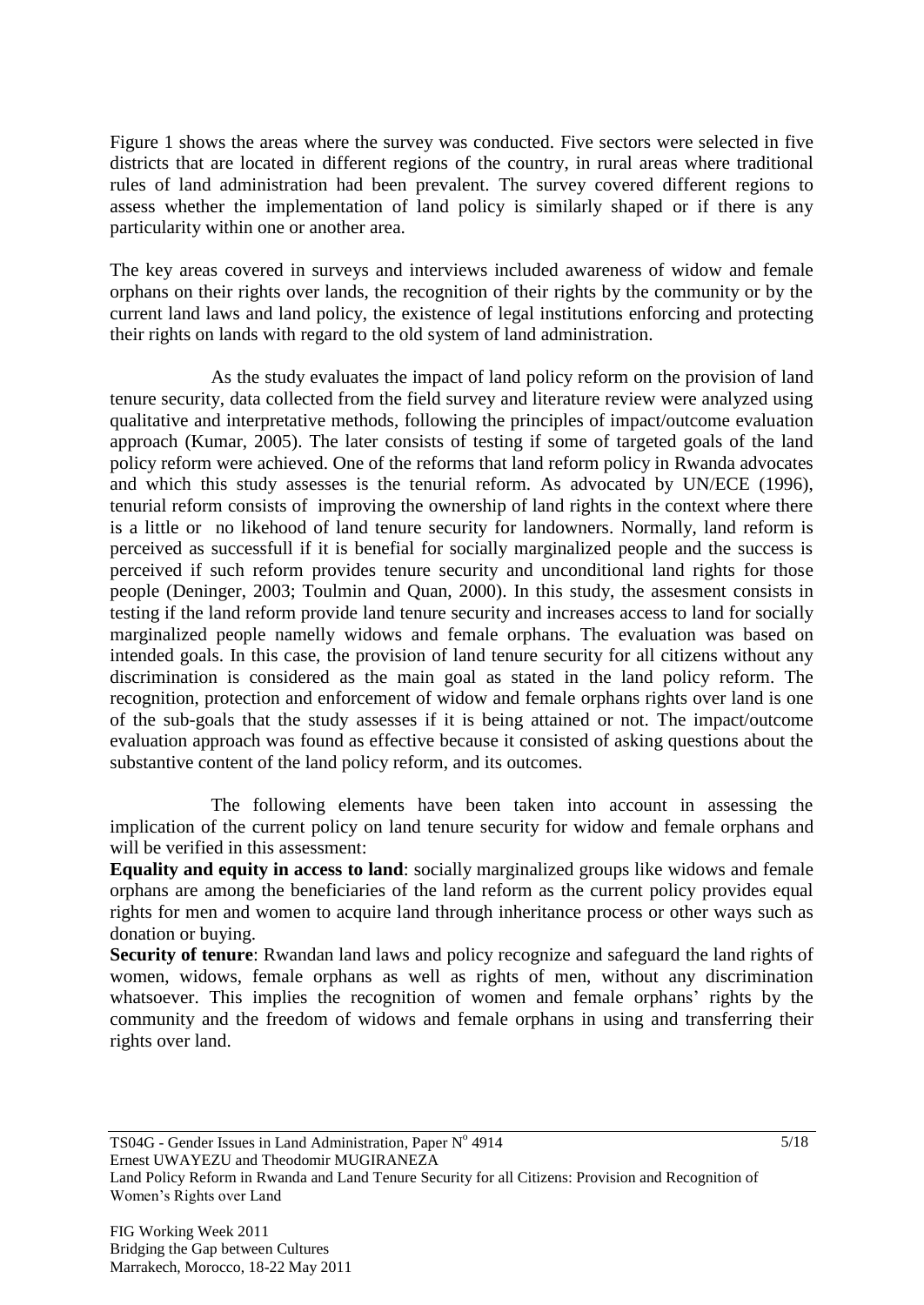Figure 1 shows the areas where the survey was conducted. Five sectors were selected in five districts that are located in different regions of the country, in rural areas where traditional rules of land administration had been prevalent. The survey covered different regions to assess whether the implementation of land policy is similarly shaped or if there is any particularity within one or another area.

The key areas covered in surveys and interviews included awareness of widow and female orphans on their rights over lands, the recognition of their rights by the community or by the current land laws and land policy, the existence of legal institutions enforcing and protecting their rights on lands with regard to the old system of land administration.

As the study evaluates the impact of land policy reform on the provision of land tenure security, data collected from the field survey and literature review were analyzed using qualitative and interpretative methods, following the principles of impact/outcome evaluation approach (Kumar, 2005). The later consists of testing if some of targeted goals of the land policy reform were achieved. One of the reforms that land reform policy in Rwanda advocates and which this study assesses is the tenurial reform. As advocated by UN/ECE (1996), tenurial reform consists of improving the ownership of land rights in the context where there is a little or no likehood of land tenure security for landowners. Normally, land reform is perceived as successfull if it is benefial for socially marginalized people and the success is perceived if such reform provides tenure security and unconditional land rights for those people (Deninger, 2003; Toulmin and Quan, 2000). In this study, the assesment consists in testing if the land reform provide land tenure security and increases access to land for socially marginalized people namelly widows and female orphans. The evaluation was based on intended goals. In this case, the provision of land tenure security for all citizens without any discrimination is considered as the main goal as stated in the land policy reform. The recognition, protection and enforcement of widow and female orphans rights over land is one of the sub-goals that the study assesses if it is being attained or not. The impact/outcome evaluation approach was found as effective because it consisted of asking questions about the substantive content of the land policy reform, and its outcomes.

The following elements have been taken into account in assessing the implication of the current policy on land tenure security for widow and female orphans and will be verified in this assessment:

**Equality and equity in access to land**: socially marginalized groups like widows and female orphans are among the beneficiaries of the land reform as the current policy provides equal rights for men and women to acquire land through inheritance process or other ways such as donation or buying.

**Security of tenure**: Rwandan land laws and policy recognize and safeguard the land rights of women, widows, female orphans as well as rights of men, without any discrimination whatsoever. This implies the recognition of women and female orphans' rights by the community and the freedom of widows and female orphans in using and transferring their rights over land.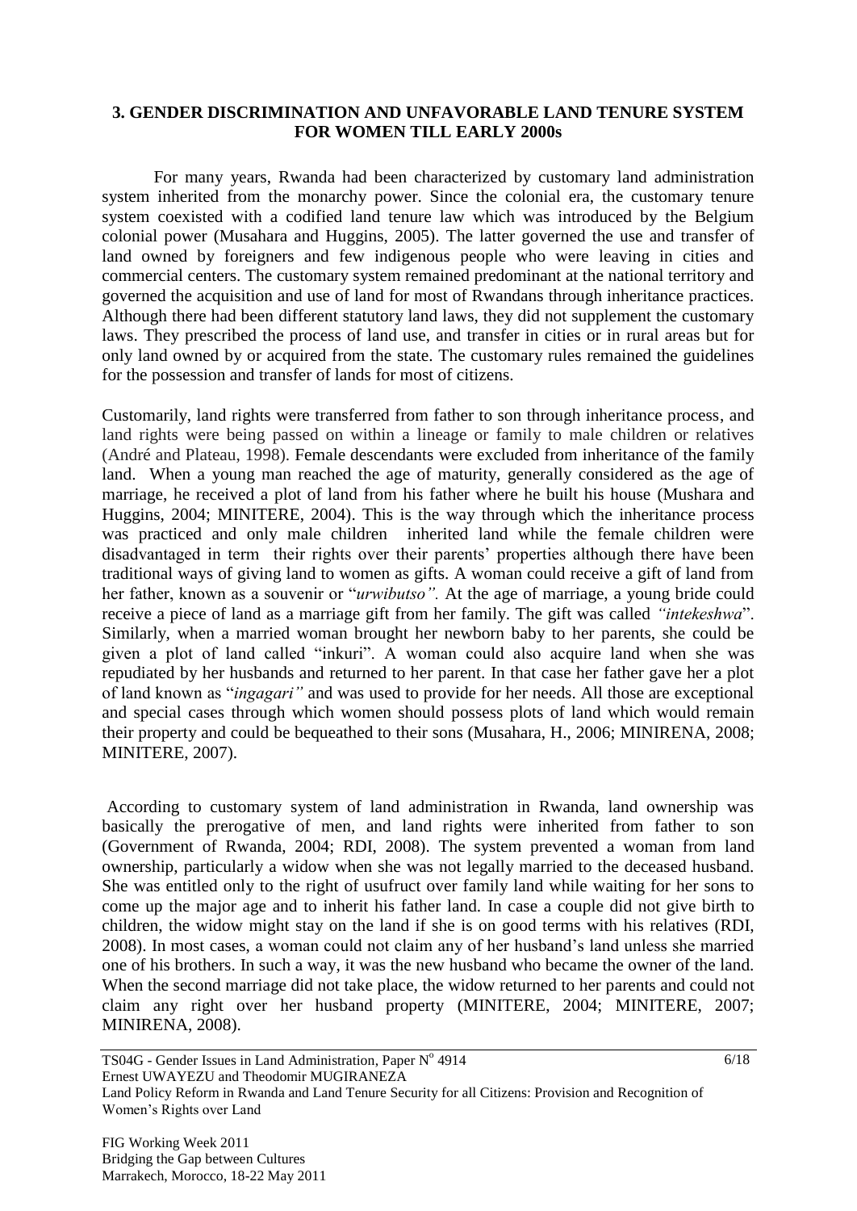## 3. GENDER DISCRIMINATION AND UNFAVORABLE LAND TENURE SYSTEM FOR WOMEN TILL EARLY 2000s

For many years, Rwanda had been characterized by customary land administration system inherited from the monarchy power. Since the colonial era, the customary tenure system coexisted with a codified land tenure law which was introduced by the Belgium colonial power (Musahara and Huggins, 2005). The latter governed the use and transfer of land owned by foreigners and few indigenous people who were leaving in cities and commercial centers. The customary system remained predominant at the national territory and governed the acquisition and use of land for most of Rwandans through inheritance practices. Although there had been different statutory land laws, they did not supplement the customary laws. They prescribed the process of land use, and transfer in cities or in rural areas but for only land owned by or acquired from the state. The customary rules remained the guidelines for the possession and transfer of lands for most of citizens.

Customarily, land rights were transferred from father to son through inheritance process, and land rights were being passed on within a lineage or family to male children or relatives (André and Plateau, 1998). Female descendants were excluded from inheritance of the family land. When a young man reached the age of maturity, generally considered as the age of marriage, he received a plot of land from his father where he built his house (Mushara and Huggins, 2004; MINITERE, 2004). This is the way through which the inheritance process was practiced and only male children inherited land while the female children were disadvantaged in term their rights over their parents' properties although there have been traditional ways of giving land to women as gifts. A woman could receive a gift of land from her father, known as a souvenir or "*urwibutso*". At the age of marriage, a young bride could receive a piece of land as a marriage gift from her family. The gift was called *"intekeshwa*". Similarly, when a married woman brought her newborn baby to her parents, she could be given a plot of land called "inkuri". A woman could also acquire land when she was repudiated by her husbands and returned to her parent. In that case her father gave her a plot of land known as "*ingagari"* and was used to provide for her needs. All those are exceptional and special cases through which women should possess plots of land which would remain their property and could be bequeathed to their sons (Musahara, H., 2006; MINIRENA, 2008; MINITERE, 2007).

According to customary system of land administration in Rwanda, land ownership was basically the prerogative of men, and land rights were inherited from father to son (Government of Rwanda, 2004; RDI, 2008). The system prevented a woman from land ownership, particularly a widow when she was not legally married to the deceased husband. She was entitled only to the right of usufruct over family land while waiting for her sons to come up the major age and to inherit his father land. In case a couple did not give birth to children, the widow might stay on the land if she is on good terms with his relatives (RDI, 2008). In most cases, a woman could not claim any of her husband's land unless she married one of his brothers. In such a way, it was the new husband who became the owner of the land. When the second marriage did not take place, the widow returned to her parents and could not claim any right over her husband property (MINITERE, 2004; MINITERE, 2007; MINIRENA, 2008).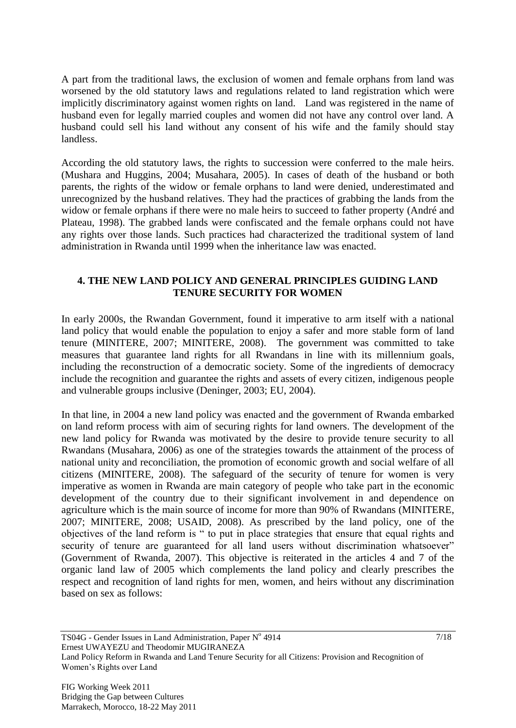A part from the traditional laws, the exclusion of women and female orphans from land was worsened by the old statutory laws and regulations related to land registration which were implicitly discriminatory against women rights on land. Land was registered in the name of husband even for legally married couples and women did not have any control over land. A husband could sell his land without any consent of his wife and the family should stay landless.

According the old statutory laws, the rights to succession were conferred to the male heirs. (Mushara and Huggins, 2004; Musahara, 2005). In cases of death of the husband or both parents, the rights of the widow or female orphans to land were denied, underestimated and unrecognized by the husband relatives. They had the practices of grabbing the lands from the widow or female orphans if there were no male heirs to succeed to father property (André and Plateau, 1998). The grabbed lands were confiscated and the female orphans could not have any rights over those lands. Such practices had characterized the traditional system of land administration in Rwanda until 1999 when the inheritance law was enacted.

## 4. THE NEW LAND POLICY AND GENERAL PRINCIPLES GUIDING LAND TENURE SECURITY FOR WOMEN

In early 2000s, the Rwandan Government, found it imperative to arm itself with a national land policy that would enable the population to enjoy a safer and more stable form of land tenure (MINITERE, 2007; MINITERE, 2008). The government was committed to take measures that guarantee land rights for all Rwandans in line with its millennium goals, including the reconstruction of a democratic society. Some of the ingredients of democracy include the recognition and guarantee the rights and assets of every citizen, indigenous people and vulnerable groups inclusive (Deninger, 2003; EU, 2004).

In that line, in 2004 a new land policy was enacted and the government of Rwanda embarked on land reform process with aim of securing rights for land owners. The development of the new land policy for Rwanda was motivated by the desire to provide tenure security to all Rwandans (Musahara, 2006) as one of the strategies towards the attainment of the process of national unity and reconciliation, the promotion of economic growth and social welfare of all citizens (MINITERE, 2008). The safeguard of the security of tenure for women is very imperative as women in Rwanda are main category of people who take part in the economic development of the country due to their significant involvement in and dependence on agriculture which is the main source of income for more than 90% of Rwandans (MINITERE, 2007; MINITERE, 2008; USAID, 2008). As prescribed by the land policy, one of the objectives of the land reform is " to put in place strategies that ensure that equal rights and security of tenure are guaranteed for all land users without discrimination whatsoever" (Government of Rwanda, 2007). This objective is reiterated in the articles 4 and 7 of the organic land law of 2005 which complements the land policy and clearly prescribes the respect and recognition of land rights for men, women, and heirs without any discrimination based on sex as follows: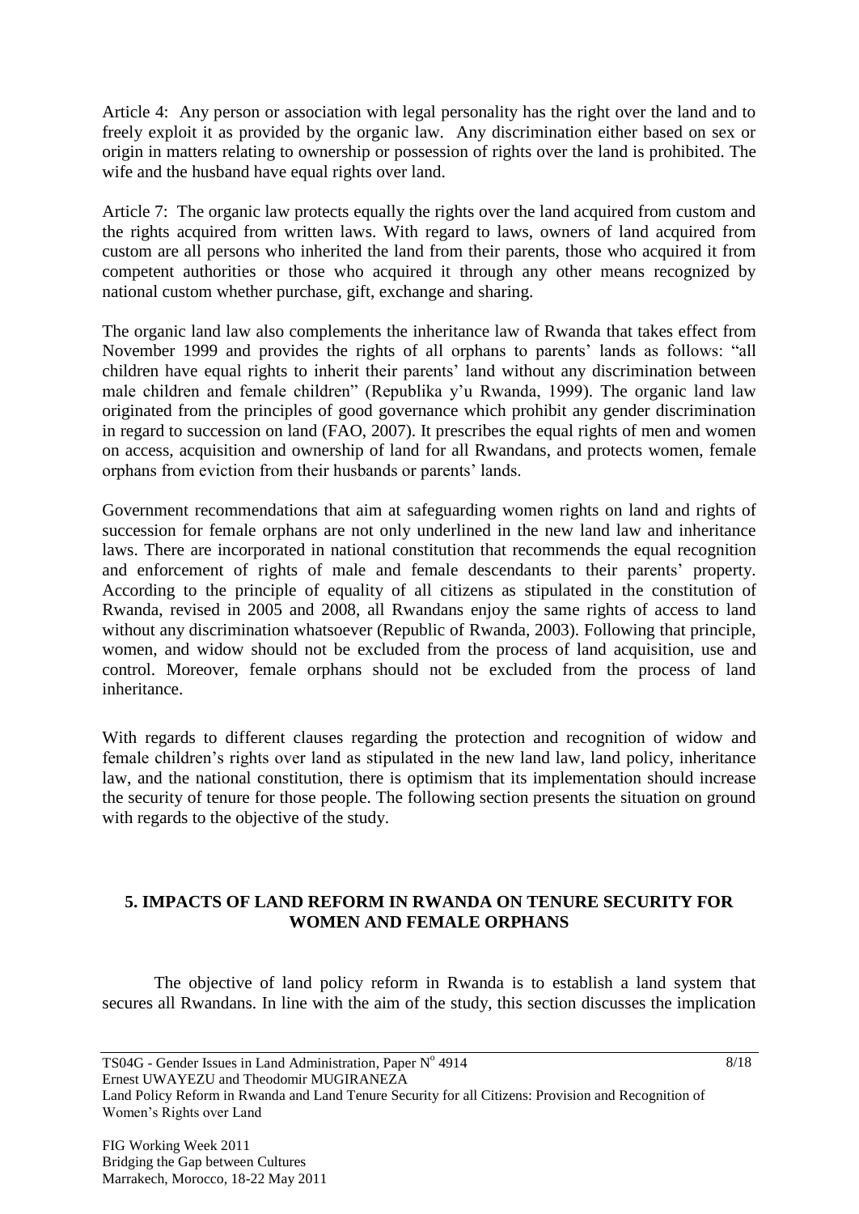Article 4: Any person or association with legal personality has the right over the land and to freely exploit it as provided by the organic law. Any discrimination either based on sex or origin in matters relating to ownership or possession of rights over the land is prohibited. The wife and the husband have equal rights over land.

Article 7: The organic law protects equally the rights over the land acquired from custom and the rights acquired from written laws. With regard to laws, owners of land acquired from custom are all persons who inherited the land from their parents, those who acquired it from competent authorities or those who acquired it through any other means recognized by national custom whether purchase, gift, exchange and sharing.

The organic land law also complements the inheritance law of Rwanda that takes effect from November 1999 and provides the rights of all orphans to parents' lands as follows: "all children have equal rights to inherit their parents' land without any discrimination between male children and female children" (Republika y'u Rwanda, 1999). The organic land law originated from the principles of good governance which prohibit any gender discrimination in regard to succession on land (FAO, 2007). It prescribes the equal rights of men and women on access, acquisition and ownership of land for all Rwandans, and protects women, female orphans from eviction from their husbands or parents' lands.

Government recommendations that aim at safeguarding women rights on land and rights of succession for female orphans are not only underlined in the new land law and inheritance laws. There are incorporated in national constitution that recommends the equal recognition and enforcement of rights of male and female descendants to their parents' property. According to the principle of equality of all citizens as stipulated in the constitution of Rwanda, revised in 2005 and 2008, all Rwandans enjoy the same rights of access to land without any discrimination whatsoever (Republic of Rwanda, 2003). Following that principle, women, and widow should not be excluded from the process of land acquisition, use and control. Moreover, female orphans should not be excluded from the process of land inheritance.

With regards to different clauses regarding the protection and recognition of widow and female children's rights over land as stipulated in the new land law, land policy, inheritance law, and the national constitution, there is optimism that its implementation should increase the security of tenure for those people. The following section presents the situation on ground with regards to the objective of the study.

## 5. IMPACTS OF LAND REFORM IN RWANDA ON TENURE SECURITY FOR WOMEN AND FEMALE ORPHANS

The objective of land policy reform in Rwanda is to establish a land system that secures all Rwandans. In line with the aim of the study, this section discusses the implication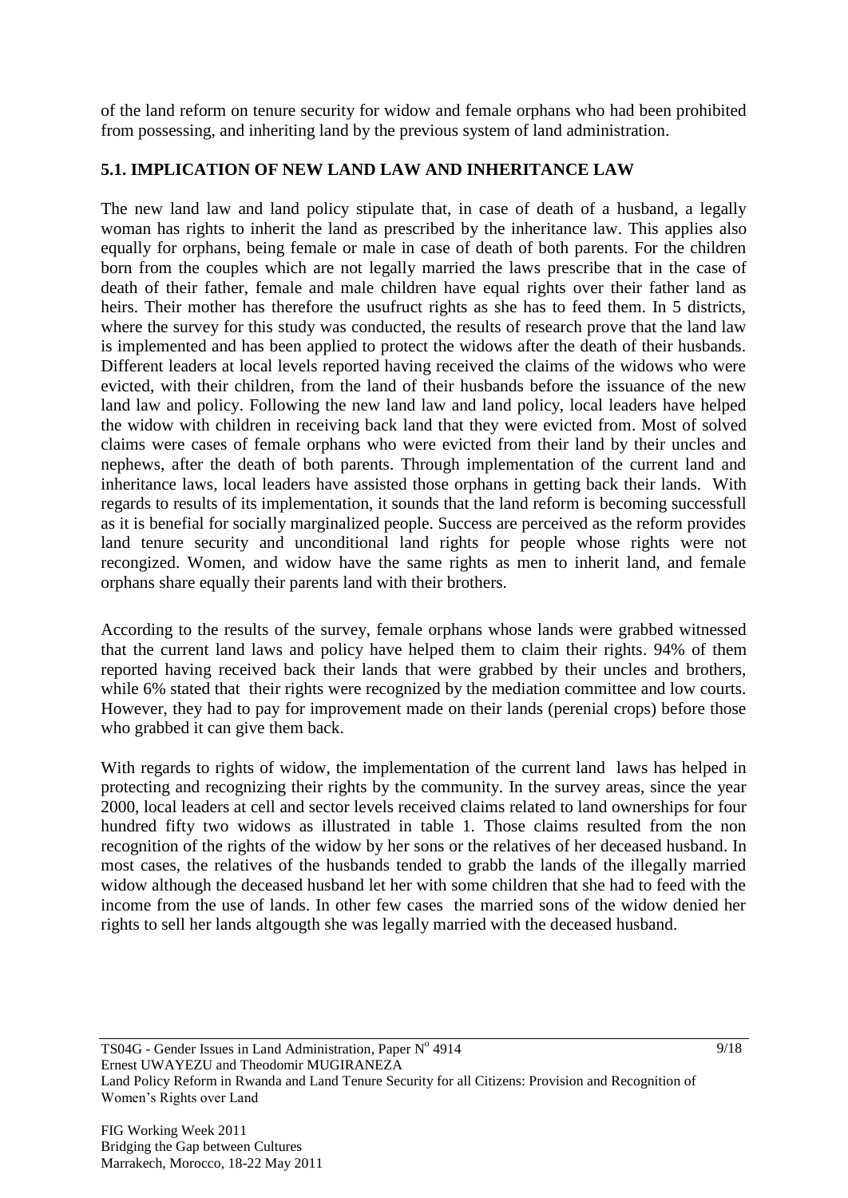of the land reform on tenure security for widow and female orphans who had been prohibited from possessing, and inheriting land by the previous system of land administration.

## 5.1. IMPLICATION OF NEW LAND LAW AND INHERITANCE LAW

The new land law and land policy stipulate that, in case of death of a husband, a legally woman has rights to inherit the land as prescribed by the inheritance law. This applies also equally for orphans, being female or male in case of death of both parents. For the children born from the couples which are not legally married the laws prescribe that in the case of death of their father, female and male children have equal rights over their father land as heirs. Their mother has therefore the usufruct rights as she has to feed them. In 5 districts, where the survey for this study was conducted, the results of research prove that the land law is implemented and has been applied to protect the widows after the death of their husbands. Different leaders at local levels reported having received the claims of the widows who were evicted, with their children, from the land of their husbands before the issuance of the new land law and policy. Following the new land law and land policy, local leaders have helped the widow with children in receiving back land that they were evicted from. Most of solved claims were cases of female orphans who were evicted from their land by their uncles and nephews, after the death of both parents. Through implementation of the current land and inheritance laws, local leaders have assisted those orphans in getting back their lands. With regards to results of its implementation, it sounds that the land reform is becoming successfull as it is benefial for socially marginalized people. Success are perceived as the reform provides land tenure security and unconditional land rights for people whose rights were not recongized. Women, and widow have the same rights as men to inherit land, and female orphans share equally their parents land with their brothers.

According to the results of the survey, female orphans whose lands were grabbed witnessed that the current land laws and policy have helped them to claim their rights. 94% of them reported having received back their lands that were grabbed by their uncles and brothers, while 6% stated that their rights were recognized by the mediation committee and low courts. However, they had to pay for improvement made on their lands (perenial crops) before those who grabbed it can give them back.

With regards to rights of widow, the implementation of the current land laws has helped in protecting and recognizing their rights by the community. In the survey areas, since the year 2000, local leaders at cell and sector levels received claims related to land ownerships for four hundred fifty two widows as illustrated in table 1. Those claims resulted from the non recognition of the rights of the widow by her sons or the relatives of her deceased husband. In most cases, the relatives of the husbands tended to grabb the lands of the illegally married widow although the deceased husband let her with some children that she had to feed with the income from the use of lands. In other few cases the married sons of the widow denied her rights to sell her lands altgougth she was legally married with the deceased husband.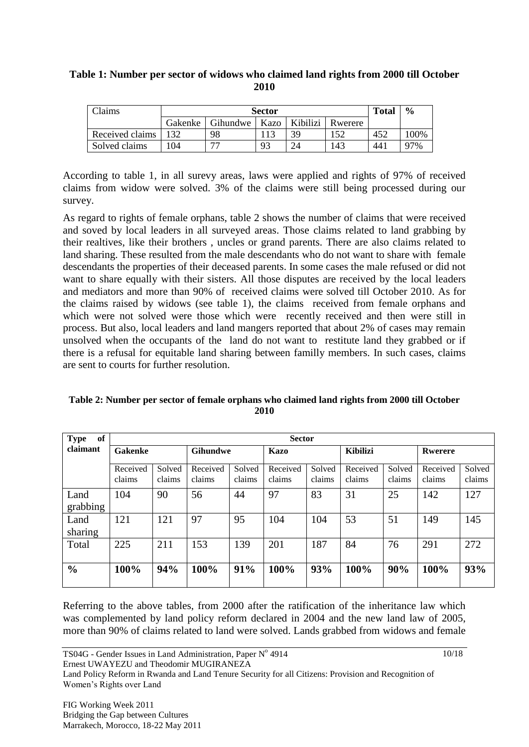**Table 1: Number per sector of widows who claimed land rights from 2000 till October 2010**

| Claims | Sector | | | | | Total | % |
|---|---|---|---|---|---|---|---|
| | Gakenke | Gihundwe | Kazo | Kibilizi | Rwerere | | |
| Received claims | 132 | 98 | 113 | 39 | 152 | 452 | 100% |
| Solved claims | 104 | 77 | 93 | 24 | 143 | 441 | 97% |

According to table 1, in all surevy areas, laws were applied and rights of 97% of received claims from widow were solved. 3% of the claims were still being processed during our survey.

As regard to rights of female orphans, table 2 shows the number of claims that were received and soved by local leaders in all surveyed areas. Those claims related to land grabbing by their realtives, like their brothers , uncles or grand parents. There are also claims related to land sharing. These resulted from the male descendants who do not want to share with female descendants the properties of their deceased parents. In some cases the male refused or did not want to share equally with their sisters. All those disputes are received by the local leaders and mediators and more than 90% of received claims were solved till October 2010. As for the claims raised by widows (see table 1), the claims received from female orphans and which were not solved were those which were recently received and then were still in process. But also, local leaders and land mangers reported that about 2% of cases may remain unsolved when the occupants of the land do not want to restitute land they grabbed or if there is a refusal for equitable land sharing between familly members. In such cases, claims are sent to courts for further resolution.

**Table 2: Number per sector of female orphans who claimed land rights from 2000 till October 2010**

| Type of claimant | Sector | | | | | | | | | |
|---|---|---|---|---|---|---|---|---|---|---|
| | Gakenke | | Gihundwe | | Kazo | | Kibilizi | | Rwerere | |
| | Received claims | Solved claims | Received claims | Solved claims | Received claims | Solved claims | Received claims | Solved claims | Received claims | Solved claims |
| Land grabbing | 104 | 90 | 56 | 44 | 97 | 83 | 31 | 25 | 142 | 127 |
| Land sharing | 121 | 121 | 97 | 95 | 104 | 104 | 53 | 51 | 149 | 145 |
| Total | 225 | 211 | 153 | 139 | 201 | 187 | 84 | 76 | 291 | 272 |
| **%** | **100%** | **94%** | **100%** | **91%** | **100%** | **93%** | **100%** | **90%** | **100%** | **93%** |

Referring to the above tables, from 2000 after the ratification of the inheritance law which was complemented by land policy reform declared in 2004 and the new land law of 2005, more than 90% of claims related to land were solved. Lands grabbed from widows and female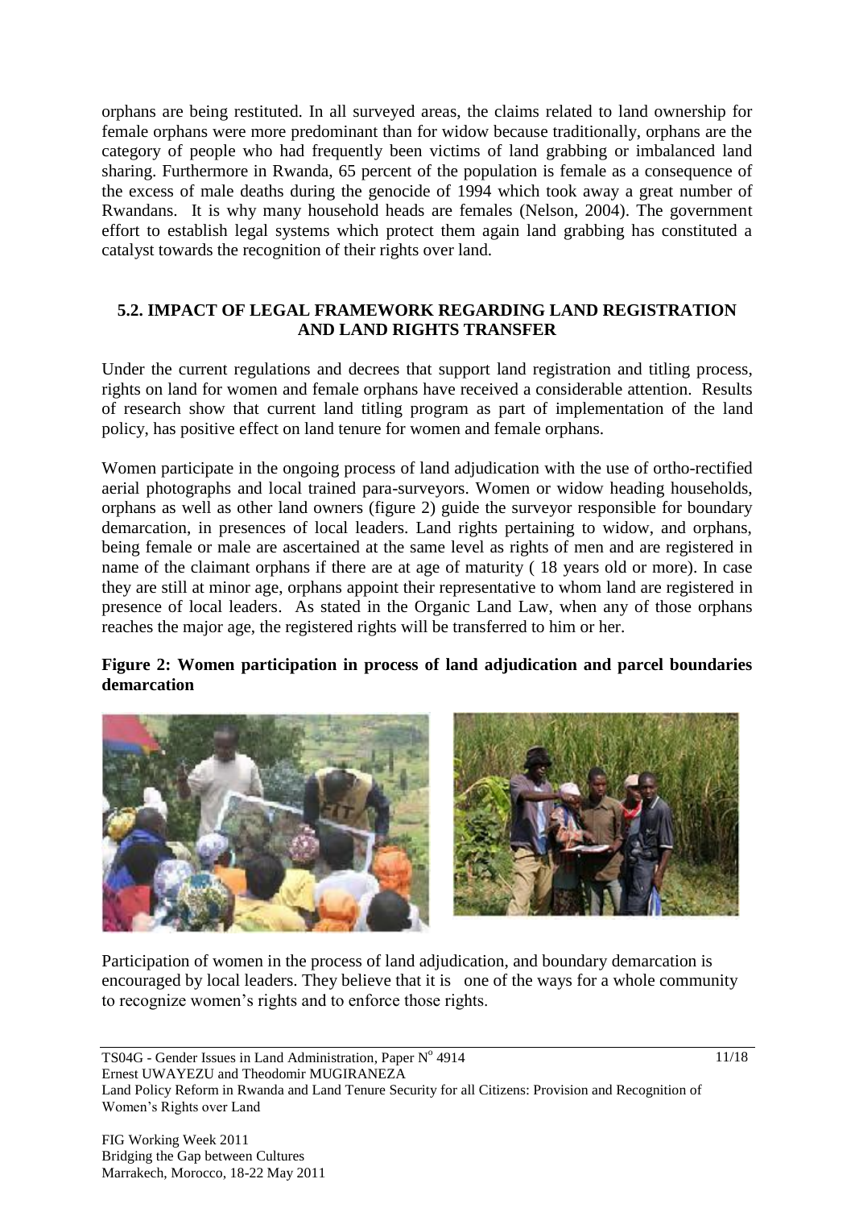orphans are being restituted. In all surveyed areas, the claims related to land ownership for female orphans were more predominant than for widow because traditionally, orphans are the category of people who had frequently been victims of land grabbing or imbalanced land sharing. Furthermore in Rwanda, 65 percent of the population is female as a consequence of the excess of male deaths during the genocide of 1994 which took away a great number of Rwandans. It is why many household heads are females (Nelson, 2004). The government effort to establish legal systems which protect them again land grabbing has constituted a catalyst towards the recognition of their rights over land.

### 5.2. IMPACT OF LEGAL FRAMEWORK REGARDING LAND REGISTRATION AND LAND RIGHTS TRANSFER

Under the current regulations and decrees that support land registration and titling process, rights on land for women and female orphans have received a considerable attention. Results of research show that current land titling program as part of implementation of the land policy, has positive effect on land tenure for women and female orphans.

Women participate in the ongoing process of land adjudication with the use of ortho-rectified aerial photographs and local trained para-surveyors. Women or widow heading households, orphans as well as other land owners (figure 2) guide the surveyor responsible for boundary demarcation, in presences of local leaders. Land rights pertaining to widow, and orphans, being female or male are ascertained at the same level as rights of men and are registered in name of the claimant orphans if there are at age of maturity ( 18 years old or more). In case they are still at minor age, orphans appoint their representative to whom land are registered in presence of local leaders. As stated in the Organic Land Law, when any of those orphans reaches the major age, the registered rights will be transferred to him or her.

**Figure 2: Women participation in process of land adjudication and parcel boundaries demarcation**

Participation of women in the process of land adjudication, and boundary demarcation is encouraged by local leaders. They believe that it is one of the ways for a whole community to recognize women's rights and to enforce those rights.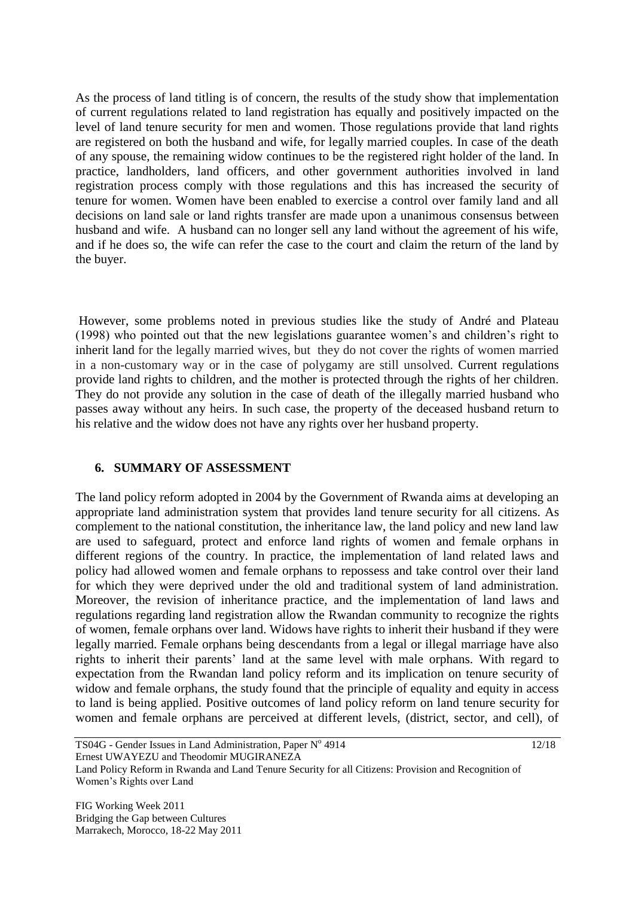As the process of land titling is of concern, the results of the study show that implementation of current regulations related to land registration has equally and positively impacted on the level of land tenure security for men and women. Those regulations provide that land rights are registered on both the husband and wife, for legally married couples. In case of the death of any spouse, the remaining widow continues to be the registered right holder of the land. In practice, landholders, land officers, and other government authorities involved in land registration process comply with those regulations and this has increased the security of tenure for women. Women have been enabled to exercise a control over family land and all decisions on land sale or land rights transfer are made upon a unanimous consensus between husband and wife. A husband can no longer sell any land without the agreement of his wife, and if he does so, the wife can refer the case to the court and claim the return of the land by the buyer.

However, some problems noted in previous studies like the study of André and Plateau (1998) who pointed out that the new legislations guarantee women's and children's right to inherit land for the legally married wives, but they do not cover the rights of women married in a non-customary way or in the case of polygamy are still unsolved. Current regulations provide land rights to children, and the mother is protected through the rights of her children. They do not provide any solution in the case of death of the illegally married husband who passes away without any heirs. In such case, the property of the deceased husband return to his relative and the widow does not have any rights over her husband property.

## 6. SUMMARY OF ASSESSMENT

The land policy reform adopted in 2004 by the Government of Rwanda aims at developing an appropriate land administration system that provides land tenure security for all citizens. As complement to the national constitution, the inheritance law, the land policy and new land law are used to safeguard, protect and enforce land rights of women and female orphans in different regions of the country. In practice, the implementation of land related laws and policy had allowed women and female orphans to repossess and take control over their land for which they were deprived under the old and traditional system of land administration. Moreover, the revision of inheritance practice, and the implementation of land laws and regulations regarding land registration allow the Rwandan community to recognize the rights of women, female orphans over land. Widows have rights to inherit their husband if they were legally married. Female orphans being descendants from a legal or illegal marriage have also rights to inherit their parents' land at the same level with male orphans. With regard to expectation from the Rwandan land policy reform and its implication on tenure security of widow and female orphans, the study found that the principle of equality and equity in access to land is being applied. Positive outcomes of land policy reform on land tenure security for women and female orphans are perceived at different levels, (district, sector, and cell), of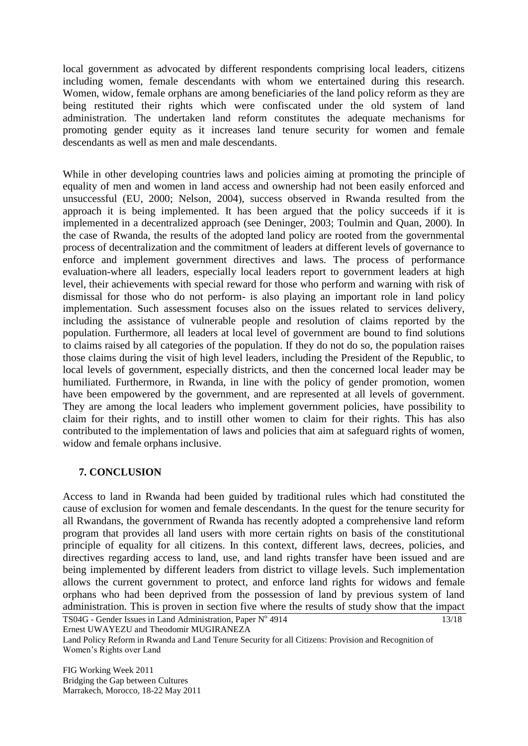local government as advocated by different respondents comprising local leaders, citizens including women, female descendants with whom we entertained during this research. Women, widow, female orphans are among beneficiaries of the land policy reform as they are being restituted their rights which were confiscated under the old system of land administration. The undertaken land reform constitutes the adequate mechanisms for promoting gender equity as it increases land tenure security for women and female descendants as well as men and male descendants.

While in other developing countries laws and policies aiming at promoting the principle of equality of men and women in land access and ownership had not been easily enforced and unsuccessful (EU, 2000; Nelson, 2004), success observed in Rwanda resulted from the approach it is being implemented. It has been argued that the policy succeeds if it is implemented in a decentralized approach (see Deninger, 2003; Toulmin and Quan, 2000). In the case of Rwanda, the results of the adopted land policy are rooted from the governmental process of decentralization and the commitment of leaders at different levels of governance to enforce and implement government directives and laws. The process of performance evaluation-where all leaders, especially local leaders report to government leaders at high level, their achievements with special reward for those who perform and warning with risk of dismissal for those who do not perform- is also playing an important role in land policy implementation. Such assessment focuses also on the issues related to services delivery, including the assistance of vulnerable people and resolution of claims reported by the population. Furthermore, all leaders at local level of government are bound to find solutions to claims raised by all categories of the population. If they do not do so, the population raises those claims during the visit of high level leaders, including the President of the Republic, to local levels of government, especially districts, and then the concerned local leader may be humiliated. Furthermore, in Rwanda, in line with the policy of gender promotion, women have been empowered by the government, and are represented at all levels of government. They are among the local leaders who implement government policies, have possibility to claim for their rights, and to instill other women to claim for their rights. This has also contributed to the implementation of laws and policies that aim at safeguard rights of women, widow and female orphans inclusive.

## 7. CONCLUSION

Access to land in Rwanda had been guided by traditional rules which had constituted the cause of exclusion for women and female descendants. In the quest for the tenure security for all Rwandans, the government of Rwanda has recently adopted a comprehensive land reform program that provides all land users with more certain rights on basis of the constitutional principle of equality for all citizens. In this context, different laws, decrees, policies, and directives regarding access to land, use, and land rights transfer have been issued and are being implemented by different leaders from district to village levels. Such implementation allows the current government to protect, and enforce land rights for widows and female orphans who had been deprived from the possession of land by previous system of land administration. This is proven in section five where the results of study show that the impact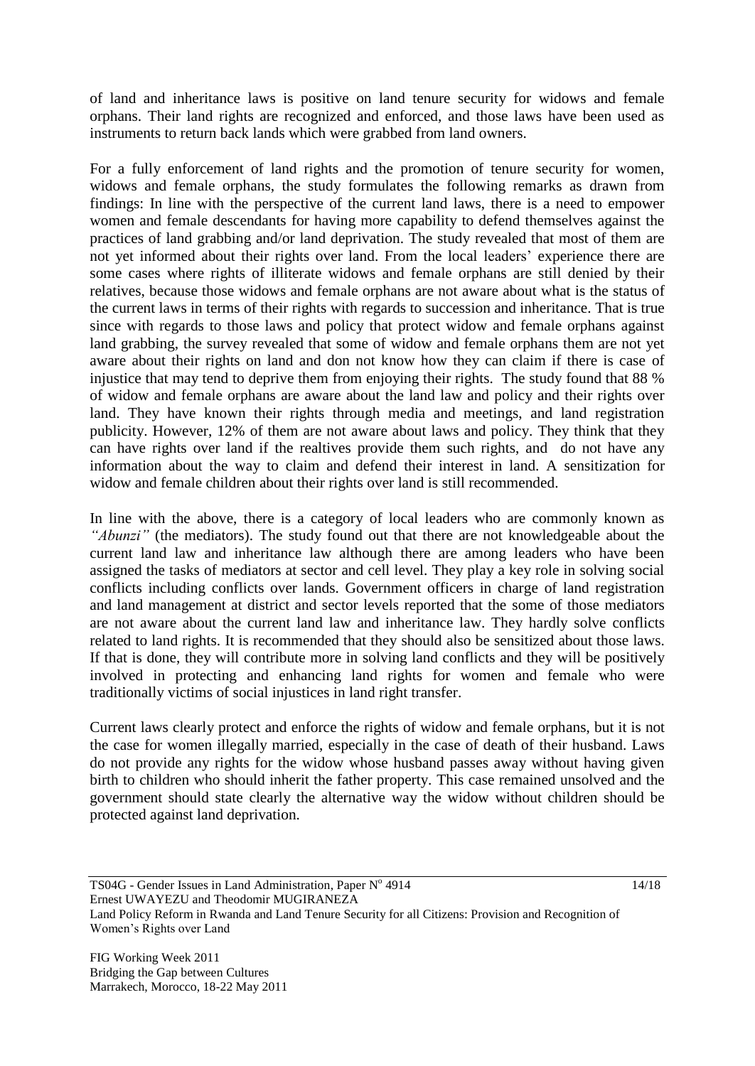of land and inheritance laws is positive on land tenure security for widows and female orphans. Their land rights are recognized and enforced, and those laws have been used as instruments to return back lands which were grabbed from land owners.

For a fully enforcement of land rights and the promotion of tenure security for women, widows and female orphans, the study formulates the following remarks as drawn from findings: In line with the perspective of the current land laws, there is a need to empower women and female descendants for having more capability to defend themselves against the practices of land grabbing and/or land deprivation. The study revealed that most of them are not yet informed about their rights over land. From the local leaders' experience there are some cases where rights of illiterate widows and female orphans are still denied by their relatives, because those widows and female orphans are not aware about what is the status of the current laws in terms of their rights with regards to succession and inheritance. That is true since with regards to those laws and policy that protect widow and female orphans against land grabbing, the survey revealed that some of widow and female orphans them are not yet aware about their rights on land and don not know how they can claim if there is case of injustice that may tend to deprive them from enjoying their rights. The study found that 88 % of widow and female orphans are aware about the land law and policy and their rights over land. They have known their rights through media and meetings, and land registration publicity. However, 12% of them are not aware about laws and policy. They think that they can have rights over land if the realtives provide them such rights, and do not have any information about the way to claim and defend their interest in land. A sensitization for widow and female children about their rights over land is still recommended.

In line with the above, there is a category of local leaders who are commonly known as *"Abunzi"* (the mediators). The study found out that there are not knowledgeable about the current land law and inheritance law although there are among leaders who have been assigned the tasks of mediators at sector and cell level. They play a key role in solving social conflicts including conflicts over lands. Government officers in charge of land registration and land management at district and sector levels reported that the some of those mediators are not aware about the current land law and inheritance law. They hardly solve conflicts related to land rights. It is recommended that they should also be sensitized about those laws. If that is done, they will contribute more in solving land conflicts and they will be positively involved in protecting and enhancing land rights for women and female who were traditionally victims of social injustices in land right transfer.

Current laws clearly protect and enforce the rights of widow and female orphans, but it is not the case for women illegally married, especially in the case of death of their husband. Laws do not provide any rights for the widow whose husband passes away without having given birth to children who should inherit the father property. This case remained unsolved and the government should state clearly the alternative way the widow without children should be protected against land deprivation.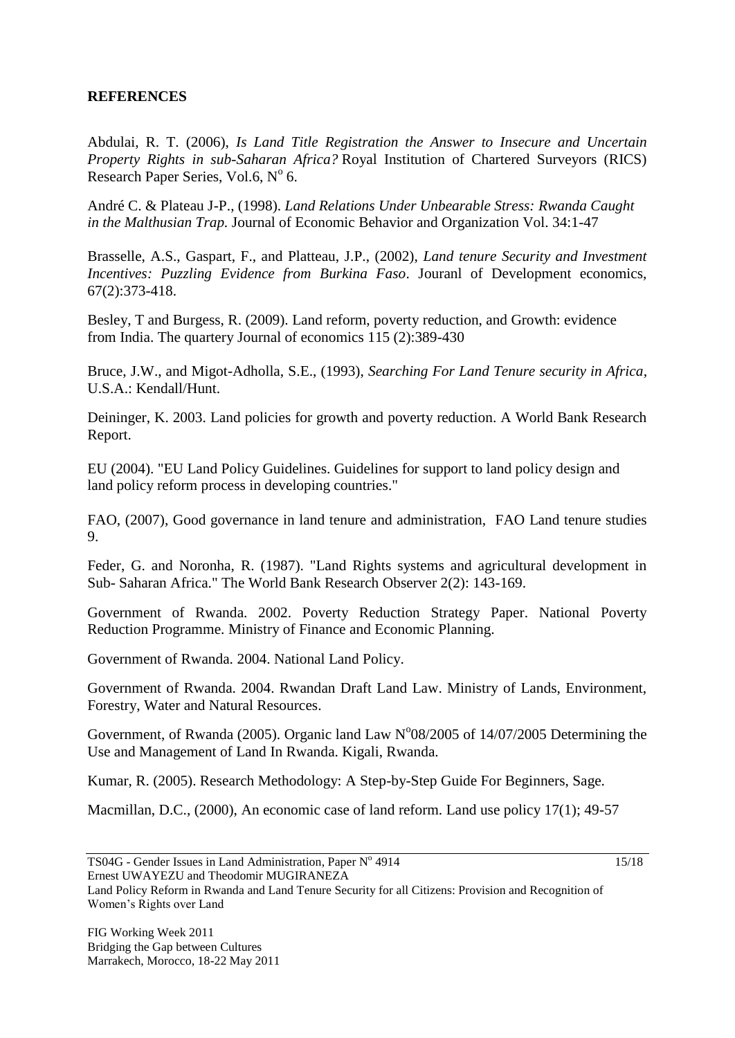**REFERENCES**

Abdulai, R. T. (2006), *Is Land Title Registration the Answer to Insecure and Uncertain Property Rights in sub-Saharan Africa?* Royal Institution of Chartered Surveyors (RICS) Research Paper Series, Vol.6, N° 6.

André C. & Plateau J-P., (1998). *Land Relations Under Unbearable Stress: Rwanda Caught in the Malthusian Trap.* Journal of Economic Behavior and Organization Vol. 34:1-47

Brasselle, A.S., Gaspart, F., and Platteau, J.P., (2002), *Land tenure Security and Investment Incentives: Puzzling Evidence from Burkina Faso*. Jouranl of Development economics, 67(2):373-418.

Besley, T and Burgess, R. (2009). Land reform, poverty reduction, and Growth: evidence from India. The quartery Journal of economics 115 (2):389-430

Bruce, J.W., and Migot-Adholla, S.E., (1993), *Searching For Land Tenure security in Africa*, U.S.A.: Kendall/Hunt.

Deininger, K. 2003. Land policies for growth and poverty reduction. A World Bank Research Report.

EU (2004). "EU Land Policy Guidelines. Guidelines for support to land policy design and land policy reform process in developing countries."

FAO, (2007), Good governance in land tenure and administration, FAO Land tenure studies 9.

Feder, G. and Noronha, R. (1987). "Land Rights systems and agricultural development in Sub- Saharan Africa." The World Bank Research Observer 2(2): 143-169.

Government of Rwanda. 2002. Poverty Reduction Strategy Paper. National Poverty Reduction Programme. Ministry of Finance and Economic Planning.

Government of Rwanda. 2004. National Land Policy.

Government of Rwanda. 2004. Rwandan Draft Land Law. Ministry of Lands, Environment, Forestry, Water and Natural Resources.

Government, of Rwanda (2005). Organic land Law N°08/2005 of 14/07/2005 Determining the Use and Management of Land In Rwanda. Kigali, Rwanda.

Kumar, R. (2005). Research Methodology: A Step-by-Step Guide For Beginners, Sage.

Macmillan, D.C., (2000), An economic case of land reform. Land use policy 17(1); 49-57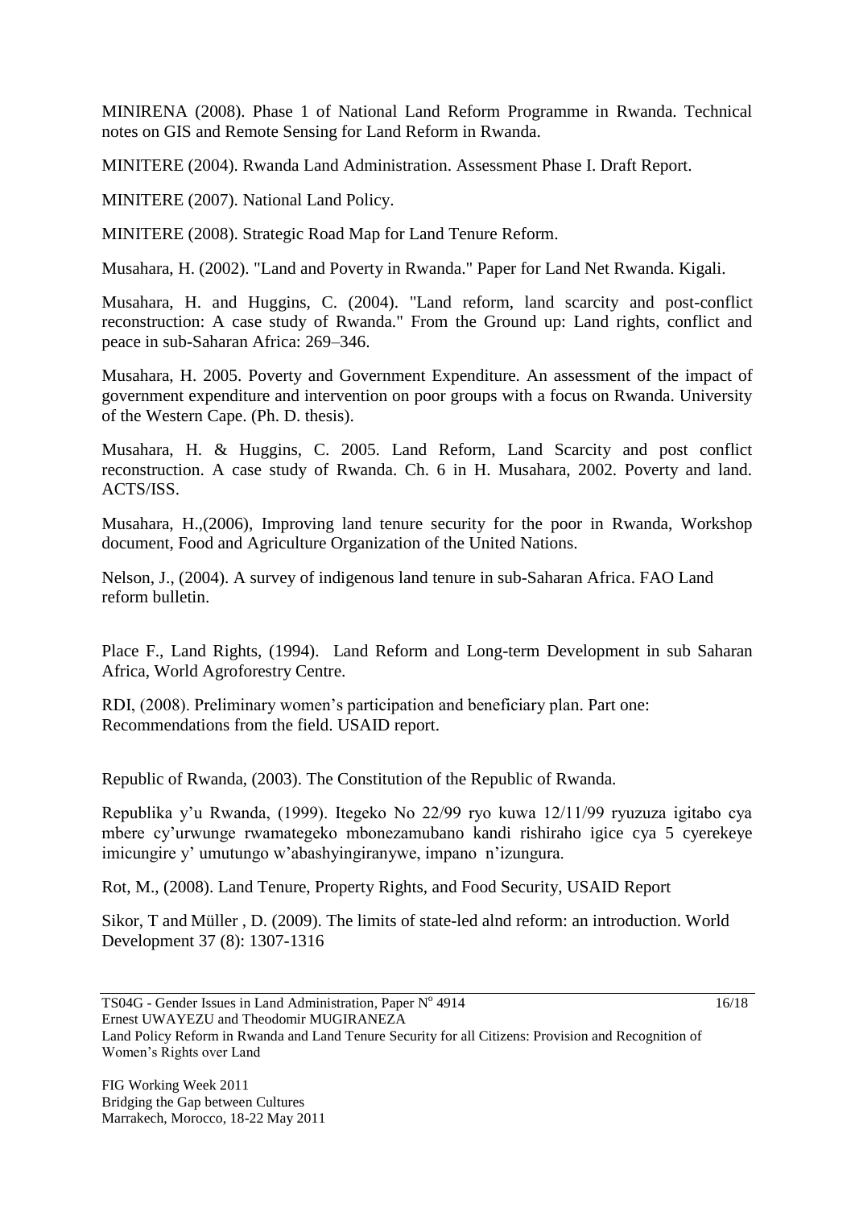MINIRENA (2008). Phase 1 of National Land Reform Programme in Rwanda. Technical notes on GIS and Remote Sensing for Land Reform in Rwanda.

MINITERE (2004). Rwanda Land Administration. Assessment Phase I. Draft Report.

MINITERE (2007). National Land Policy.

MINITERE (2008). Strategic Road Map for Land Tenure Reform.

Musahara, H. (2002). "Land and Poverty in Rwanda." Paper for Land Net Rwanda. Kigali.

Musahara, H. and Huggins, C. (2004). "Land reform, land scarcity and post-conflict reconstruction: A case study of Rwanda." From the Ground up: Land rights, conflict and peace in sub-Saharan Africa: 269–346.

Musahara, H. 2005. Poverty and Government Expenditure. An assessment of the impact of government expenditure and intervention on poor groups with a focus on Rwanda. University of the Western Cape. (Ph. D. thesis).

Musahara, H. & Huggins, C. 2005. Land Reform, Land Scarcity and post conflict reconstruction. A case study of Rwanda. Ch. 6 in H. Musahara, 2002. Poverty and land. ACTS/ISS.

Musahara, H.,(2006), Improving land tenure security for the poor in Rwanda, Workshop document, Food and Agriculture Organization of the United Nations.

Nelson, J., (2004). A survey of indigenous land tenure in sub-Saharan Africa. FAO Land reform bulletin.

Place F., Land Rights, (1994). Land Reform and Long-term Development in sub Saharan Africa, World Agroforestry Centre.

RDI, (2008). Preliminary women's participation and beneficiary plan. Part one: Recommendations from the field. USAID report.

Republic of Rwanda, (2003). The Constitution of the Republic of Rwanda.

Republika y'u Rwanda, (1999). Itegeko No 22/99 ryo kuwa 12/11/99 ryuzuza igitabo cya mbere cy'urwunge rwamategeko mbonezamubano kandi rishiraho igice cya 5 cyerekeye imicungire y' umutungo w'abashyingiranywe, impano n'izungura.

Rot, M., (2008). Land Tenure, Property Rights, and Food Security, USAID Report

Sikor, T and Müller , D. (2009). The limits of state-led alnd reform: an introduction. World Development 37 (8): 1307-1316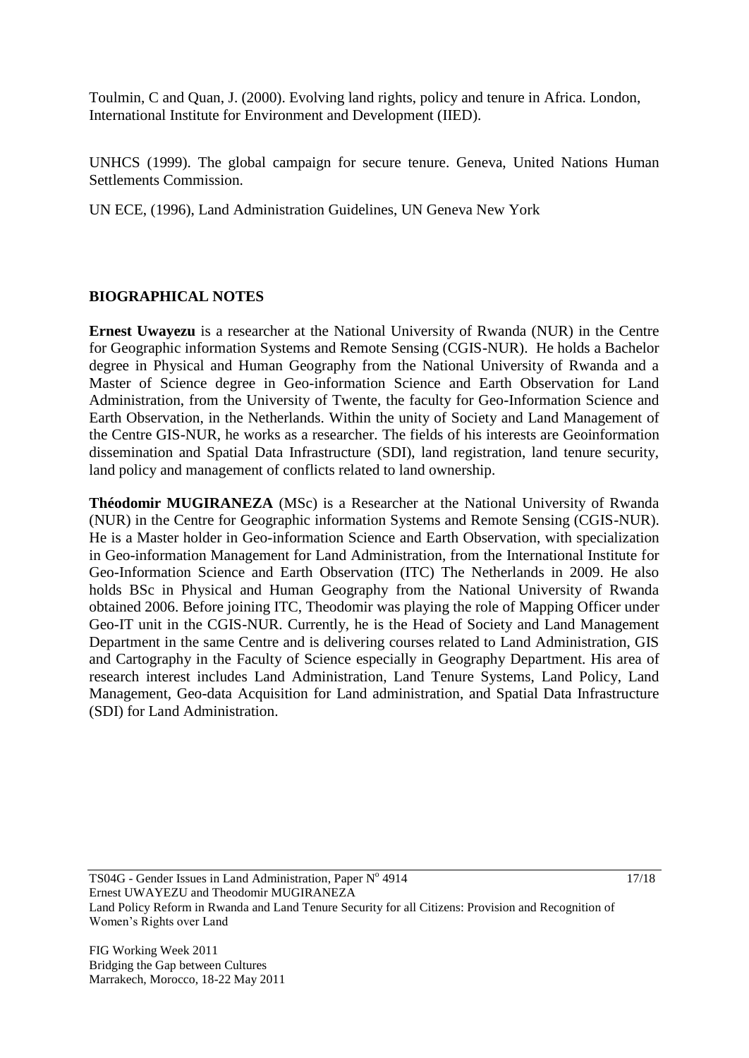Toulmin, C and Quan, J. (2000). Evolving land rights, policy and tenure in Africa. London, International Institute for Environment and Development (IIED).

UNHCS (1999). The global campaign for secure tenure. Geneva, United Nations Human Settlements Commission.

UN ECE, (1996), Land Administration Guidelines, UN Geneva New York

## BIOGRAPHICAL NOTES

**Ernest Uwayezu** is a researcher at the National University of Rwanda (NUR) in the Centre for Geographic information Systems and Remote Sensing (CGIS-NUR). He holds a Bachelor degree in Physical and Human Geography from the National University of Rwanda and a Master of Science degree in Geo-information Science and Earth Observation for Land Administration, from the University of Twente, the faculty for Geo-Information Science and Earth Observation, in the Netherlands. Within the unity of Society and Land Management of the Centre GIS-NUR, he works as a researcher. The fields of his interests are Geoinformation dissemination and Spatial Data Infrastructure (SDI), land registration, land tenure security, land policy and management of conflicts related to land ownership.

**Théodomir MUGIRANEZA** (MSc) is a Researcher at the National University of Rwanda (NUR) in the Centre for Geographic information Systems and Remote Sensing (CGIS-NUR). He is a Master holder in Geo-information Science and Earth Observation, with specialization in Geo-information Management for Land Administration, from the International Institute for Geo-Information Science and Earth Observation (ITC) The Netherlands in 2009. He also holds BSc in Physical and Human Geography from the National University of Rwanda obtained 2006. Before joining ITC, Theodomir was playing the role of Mapping Officer under Geo-IT unit in the CGIS-NUR. Currently, he is the Head of Society and Land Management Department in the same Centre and is delivering courses related to Land Administration, GIS and Cartography in the Faculty of Science especially in Geography Department. His area of research interest includes Land Administration, Land Tenure Systems, Land Policy, Land Management, Geo-data Acquisition for Land administration, and Spatial Data Infrastructure (SDI) for Land Administration.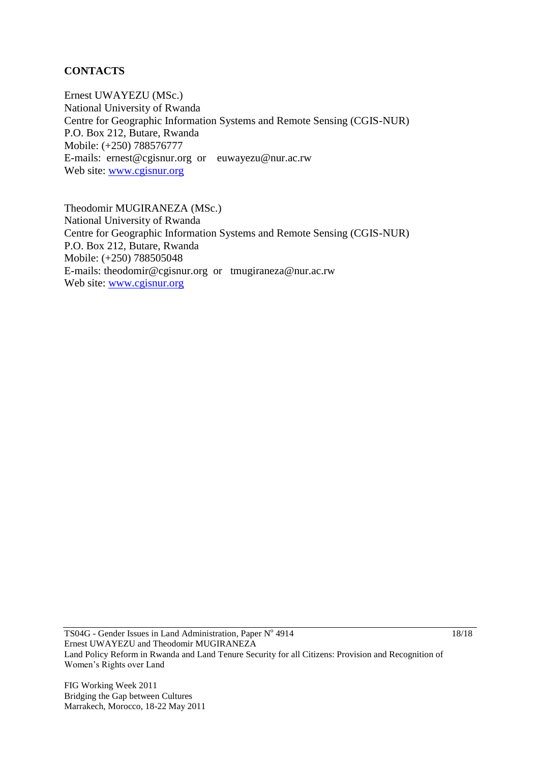**CONTACTS**

Ernest UWAYEZU (MSc.)
National University of Rwanda
Centre for Geographic Information Systems and Remote Sensing (CGIS-NUR)
P.O. Box 212, Butare, Rwanda
Mobile: (+250) 788576777
E-mails: ernest@cgisnur.org or euwayezu@nur.ac.rw
Web site: www.cgisnur.org

Theodomir MUGIRANEZA (MSc.)
National University of Rwanda
Centre for Geographic Information Systems and Remote Sensing (CGIS-NUR)
P.O. Box 212, Butare, Rwanda
Mobile: (+250) 788505048
E-mails: theodomir@cgisnur.org or tmugiraneza@nur.ac.rw
Web site: www.cgisnur.org